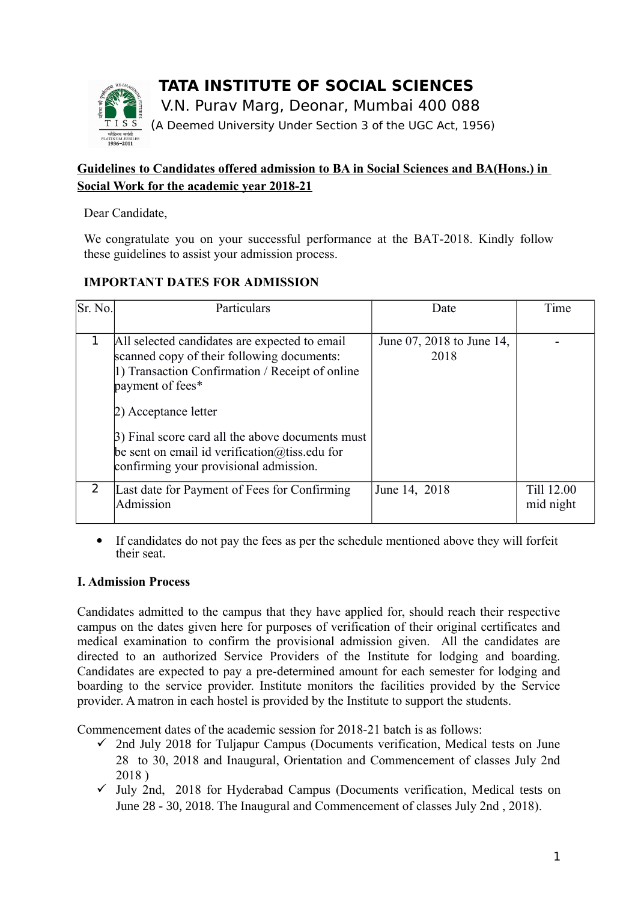# TATA INSTITUTE OF SOCIAL SCIENCES

V.N. Purav Marg, Deonar, Mumbai 400 088

(A Deemed University Under Section 3 of the UGC Act, 1956)

**Guidelines to Candidates offered admission to BA in Social Sciences and BA(Hons.) in Social Work for the academic year 2018-21**

Dear Candidate,

We congratulate you on your successful performance at the BAT-2018. Kindly follow these guidelines to assist your admission process.

**IMPORTANT DATES FOR ADMISSION**

| Sr. No. | Particulars | Date | Time |
|---|---|---|---|
| 1 | All selected candidates are expected to email scanned copy of their following documents:<br>1) Transaction Confirmation / Receipt of online payment of fees*<br>2) Acceptance letter<br>3) Final score card all the above documents must be sent on email id verification@tiss.edu for confirming your provisional admission. | June 07, 2018 to June 14, 2018 | - |
| 2 | Last date for Payment of Fees for Confirming Admission | June 14, 2018 | Till 12.00 mid night |

- If candidates do not pay the fees as per the schedule mentioned above they will forfeit their seat.

**I. Admission Process**

Candidates admitted to the campus that they have applied for, should reach their respective campus on the dates given here for purposes of verification of their original certificates and medical examination to confirm the provisional admission given. All the candidates are directed to an authorized Service Providers of the Institute for lodging and boarding. Candidates are expected to pay a pre-determined amount for each semester for lodging and boarding to the service provider. Institute monitors the facilities provided by the Service provider. A matron in each hostel is provided by the Institute to support the students.

Commencement dates of the academic session for 2018-21 batch is as follows:

- ✓ 2nd July 2018 for Tuljapur Campus (Documents verification, Medical tests on June 28 to 30, 2018 and Inaugural, Orientation and Commencement of classes July 2nd 2018 )
- ✓ July 2nd, 2018 for Hyderabad Campus (Documents verification, Medical tests on June 28 - 30, 2018. The Inaugural and Commencement of classes July 2nd , 2018).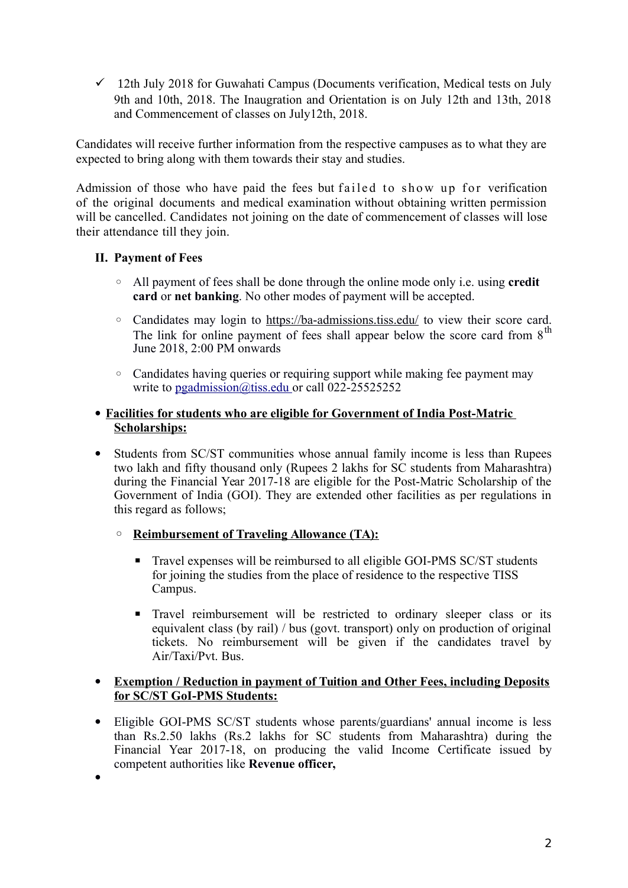- ✓ 12th July 2018 for Guwahati Campus (Documents verification, Medical tests on July 9th and 10th, 2018. The Inaugration and Orientation is on July 12th and 13th, 2018 and Commencement of classes on July12th, 2018.

Candidates will receive further information from the respective campuses as to what they are expected to bring along with them towards their stay and studies.

Admission of those who have paid the fees but failed to show up for verification of the original documents and medical examination without obtaining written permission will be cancelled. Candidates not joining on the date of commencement of classes will lose their attendance till they join.

**II. Payment of Fees**

- All payment of fees shall be done through the online mode only i.e. using **credit card** or **net banking**. No other modes of payment will be accepted.
- Candidates may login to https://ba-admissions.tiss.edu/ to view their score card. The link for online payment of fees shall appear below the score card from 8th June 2018, 2:00 PM onwards
- Candidates having queries or requiring support while making fee payment may write to pgadmission@tiss.edu or call 022-25525252

- **Facilities for students who are eligible for Government of India Post-Matric Scholarships:**

- Students from SC/ST communities whose annual family income is less than Rupees two lakh and fifty thousand only (Rupees 2 lakhs for SC students from Maharashtra) during the Financial Year 2017-18 are eligible for the Post-Matric Scholarship of the Government of India (GOI). They are extended other facilities as per regulations in this regard as follows;
  - **Reimbursement of Traveling Allowance (TA):**
    - Travel expenses will be reimbursed to all eligible GOI-PMS SC/ST students for joining the studies from the place of residence to the respective TISS Campus.
    - Travel reimbursement will be restricted to ordinary sleeper class or its equivalent class (by rail) / bus (govt. transport) only on production of original tickets. No reimbursement will be given if the candidates travel by Air/Taxi/Pvt. Bus.

- **Exemption / Reduction in payment of Tuition and Other Fees, including Deposits for SC/ST GoI-PMS Students:**

- Eligible GOI-PMS SC/ST students whose parents/guardians' annual income is less than Rs.2.50 lakhs (Rs.2 lakhs for SC students from Maharashtra) during the Financial Year 2017-18, on producing the valid Income Certificate issued by competent authorities like **Revenue officer,**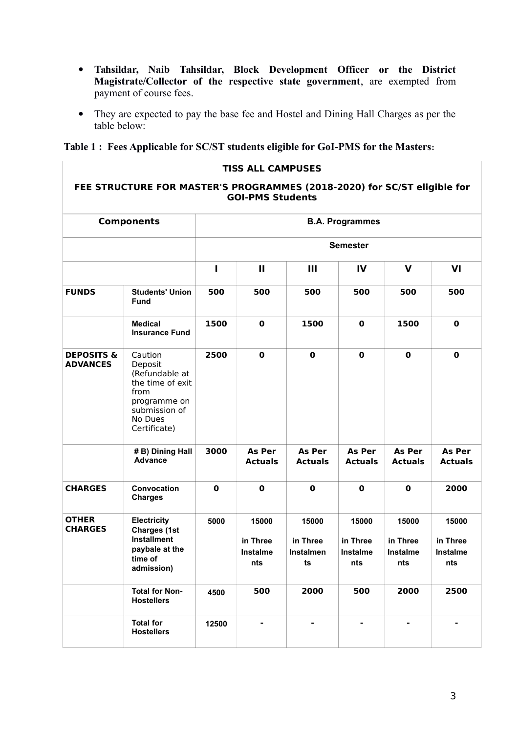- **Tahsildar, Naib Tahsildar, Block Development Officer or the District Magistrate/Collector of the respective state government**, are exempted from payment of course fees.

- They are expected to pay the base fee and Hostel and Dining Hall Charges as per the table below:

**Table 1 : Fees Applicable for SC/ST students eligible for GoI-PMS for the Masters:**

| **TISS ALL CAMPUSES FEE STRUCTURE FOR MASTER'S PROGRAMMES (2018-2020) for SC/ST eligible for GOI-PMS Students** | | | | | | | |
|---|---|---|---|---|---|---|---|
| **Components** | | **B.A. Programmes** | | | | | |
| | | **Semester** | | | | | |
| | | **I** | **II** | **III** | **IV** | **V** | **VI** |
| **FUNDS** | **Students' Union Fund** | **500** | **500** | **500** | **500** | **500** | **500** |
| | **Medical Insurance Fund** | **1500** | **0** | **1500** | **0** | **1500** | **0** |
| **DEPOSITS & ADVANCES** | Caution Deposit (Refundable at the time of exit from programme on submission of No Dues Certificate) | **2500** | **0** | **0** | **0** | **0** | **0** |
| | **# B) Dining Hall Advance** | **3000** | **As Per Actuals** | **As Per Actuals** | **As Per Actuals** | **As Per Actuals** | **As Per Actuals** |
| **CHARGES** | **Convocation Charges** | **0** | **0** | **0** | **0** | **0** | **2000** |
| **OTHER CHARGES** | **Electricity Charges (1st Installment paybale at the time of admission)** | **5000** | **15000 in Three Instalments** | **15000 in Three Instalments** | **15000 in Three Instalments** | **15000 in Three Instalments** | **15000 in Three Instalments** |
| | **Total for Non-Hostellers** | **4500** | **500** | **2000** | **500** | **2000** | **2500** |
| | **Total for Hostellers** | **12500** | **-** | **-** | **-** | **-** | **-** |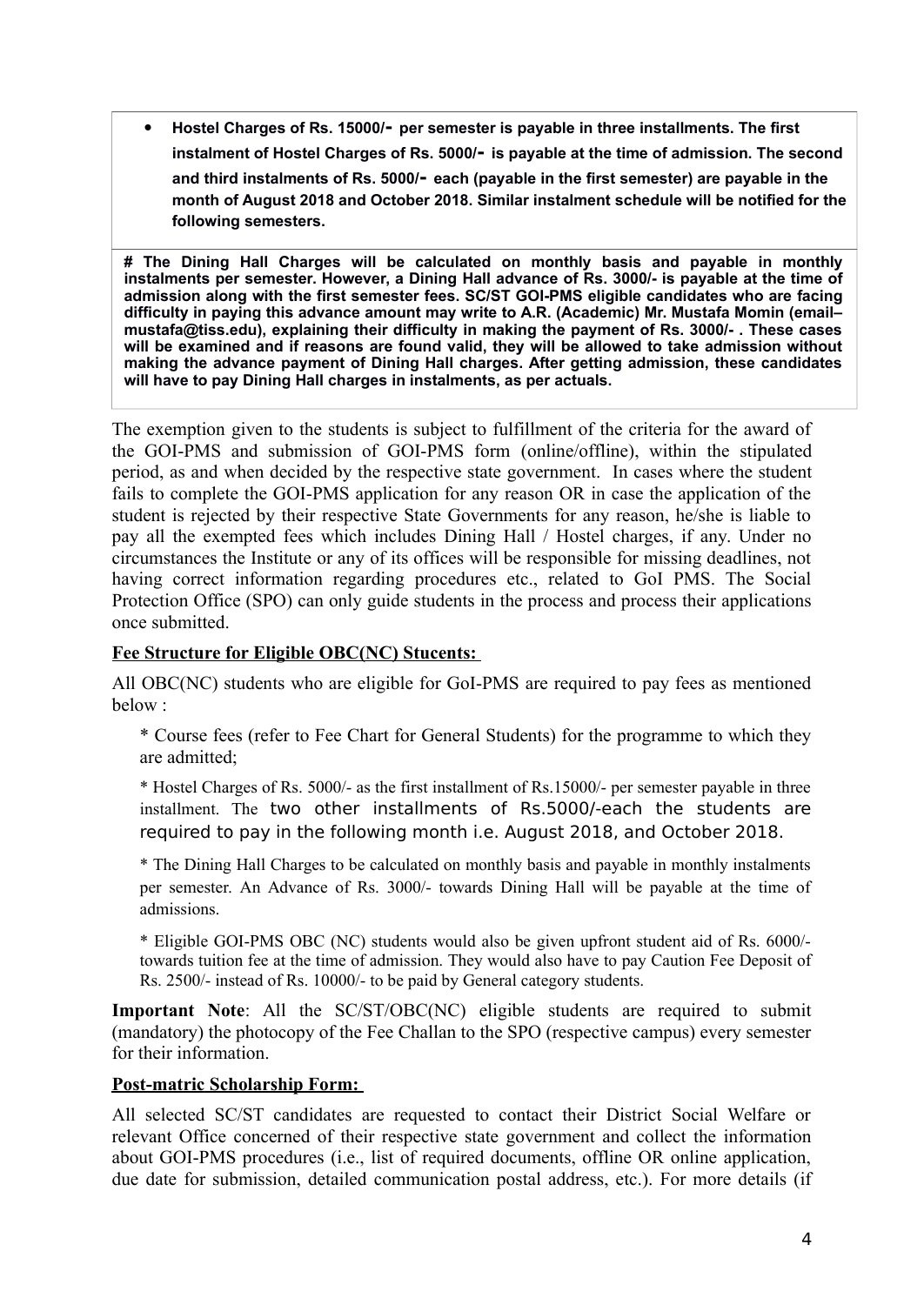- **Hostel Charges of Rs. 15000/- per semester is payable in three installments. The first instalment of Hostel Charges of Rs. 5000/- is payable at the time of admission. The second and third instalments of Rs. 5000/- each (payable in the first semester) are payable in the month of August 2018 and October 2018. Similar instalment schedule will be notified for the following semesters.**

**# The Dining Hall Charges will be calculated on monthly basis and payable in monthly instalments per semester. However, a Dining Hall advance of Rs. 3000/- is payable at the time of admission along with the first semester fees. SC/ST GOI-PMS eligible candidates who are facing difficulty in paying this advance amount may write to A.R. (Academic) Mr. Mustafa Momin (email– mustafa@tiss.edu), explaining their difficulty in making the payment of Rs. 3000/- . These cases will be examined and if reasons are found valid, they will be allowed to take admission without making the advance payment of Dining Hall charges. After getting admission, these candidates will have to pay Dining Hall charges in instalments, as per actuals.**

The exemption given to the students is subject to fulfillment of the criteria for the award of the GOI-PMS and submission of GOI-PMS form (online/offline), within the stipulated period, as and when decided by the respective state government. In cases where the student fails to complete the GOI-PMS application for any reason OR in case the application of the student is rejected by their respective State Governments for any reason, he/she is liable to pay all the exempted fees which includes Dining Hall / Hostel charges, if any. Under no circumstances the Institute or any of its offices will be responsible for missing deadlines, not having correct information regarding procedures etc., related to GoI PMS. The Social Protection Office (SPO) can only guide students in the process and process their applications once submitted.

**<u>Fee Structure for Eligible OBC(NC) Stucents:</u>**

All OBC(NC) students who are eligible for GoI-PMS are required to pay fees as mentioned below :

* Course fees (refer to Fee Chart for General Students) for the programme to which they are admitted;

* Hostel Charges of Rs. 5000/- as the first installment of Rs.15000/- per semester payable in three installment. The two other installments of Rs.5000/-each the students are required to pay in the following month i.e. August 2018, and October 2018.

* The Dining Hall Charges to be calculated on monthly basis and payable in monthly instalments per semester. An Advance of Rs. 3000/- towards Dining Hall will be payable at the time of admissions.

* Eligible GOI-PMS OBC (NC) students would also be given upfront student aid of Rs. 6000/- towards tuition fee at the time of admission. They would also have to pay Caution Fee Deposit of Rs. 2500/- instead of Rs. 10000/- to be paid by General category students.

**Important Note**: All the SC/ST/OBC(NC) eligible students are required to submit (mandatory) the photocopy of the Fee Challan to the SPO (respective campus) every semester for their information.

**<u>Post-matric Scholarship Form:</u>**

All selected SC/ST candidates are requested to contact their District Social Welfare or relevant Office concerned of their respective state government and collect the information about GOI-PMS procedures (i.e., list of required documents, offline OR online application, due date for submission, detailed communication postal address, etc.). For more details (if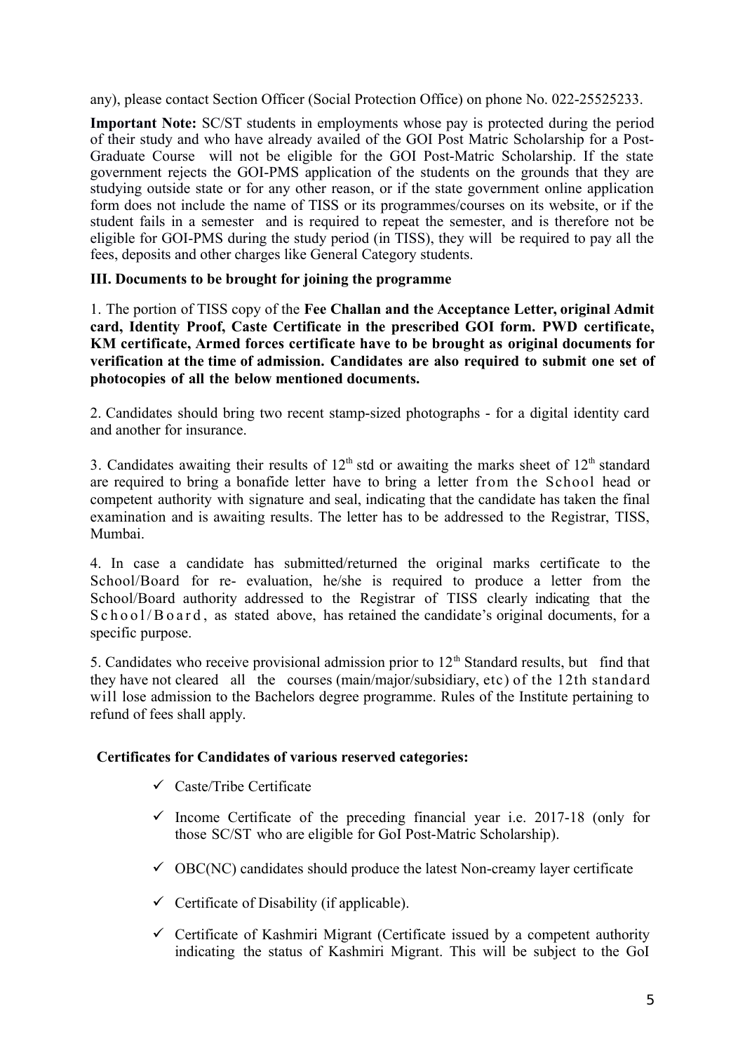any), please contact Section Officer (Social Protection Office) on phone No. 022-25525233.

**Important Note:** SC/ST students in employments whose pay is protected during the period of their study and who have already availed of the GOI Post Matric Scholarship for a Post-Graduate Course will not be eligible for the GOI Post-Matric Scholarship. If the state government rejects the GOI-PMS application of the students on the grounds that they are studying outside state or for any other reason, or if the state government online application form does not include the name of TISS or its programmes/courses on its website, or if the student fails in a semester and is required to repeat the semester, and is therefore not be eligible for GOI-PMS during the study period (in TISS), they will be required to pay all the fees, deposits and other charges like General Category students.

### III. Documents to be brought for joining the programme

1. The portion of TISS copy of the **Fee Challan and the Acceptance Letter, original Admit card, Identity Proof, Caste Certificate in the prescribed GOI form. PWD certificate, KM certificate, Armed forces certificate have to be brought as original documents for verification at the time of admission. Candidates are also required to submit one set of photocopies of all the below mentioned documents.**

2. Candidates should bring two recent stamp-sized photographs - for a digital identity card and another for insurance.

3. Candidates awaiting their results of 12th std or awaiting the marks sheet of 12th standard are required to bring a bonafide letter have to bring a letter from the School head or competent authority with signature and seal, indicating that the candidate has taken the final examination and is awaiting results. The letter has to be addressed to the Registrar, TISS, Mumbai.

4. In case a candidate has submitted/returned the original marks certificate to the School/Board for re- evaluation, he/she is required to produce a letter from the School/Board authority addressed to the Registrar of TISS clearly indicating that the School/Board, as stated above, has retained the candidate's original documents, for a specific purpose.

5. Candidates who receive provisional admission prior to 12th Standard results, but find that they have not cleared all the courses (main/major/subsidiary, etc) of the 12th standard will lose admission to the Bachelors degree programme. Rules of the Institute pertaining to refund of fees shall apply.

**Certificates for Candidates of various reserved categories:**

- ✓ Caste/Tribe Certificate
- ✓ Income Certificate of the preceding financial year i.e. 2017-18 (only for those SC/ST who are eligible for GoI Post-Matric Scholarship).
- ✓ OBC(NC) candidates should produce the latest Non-creamy layer certificate
- ✓ Certificate of Disability (if applicable).
- ✓ Certificate of Kashmiri Migrant (Certificate issued by a competent authority indicating the status of Kashmiri Migrant. This will be subject to the GoI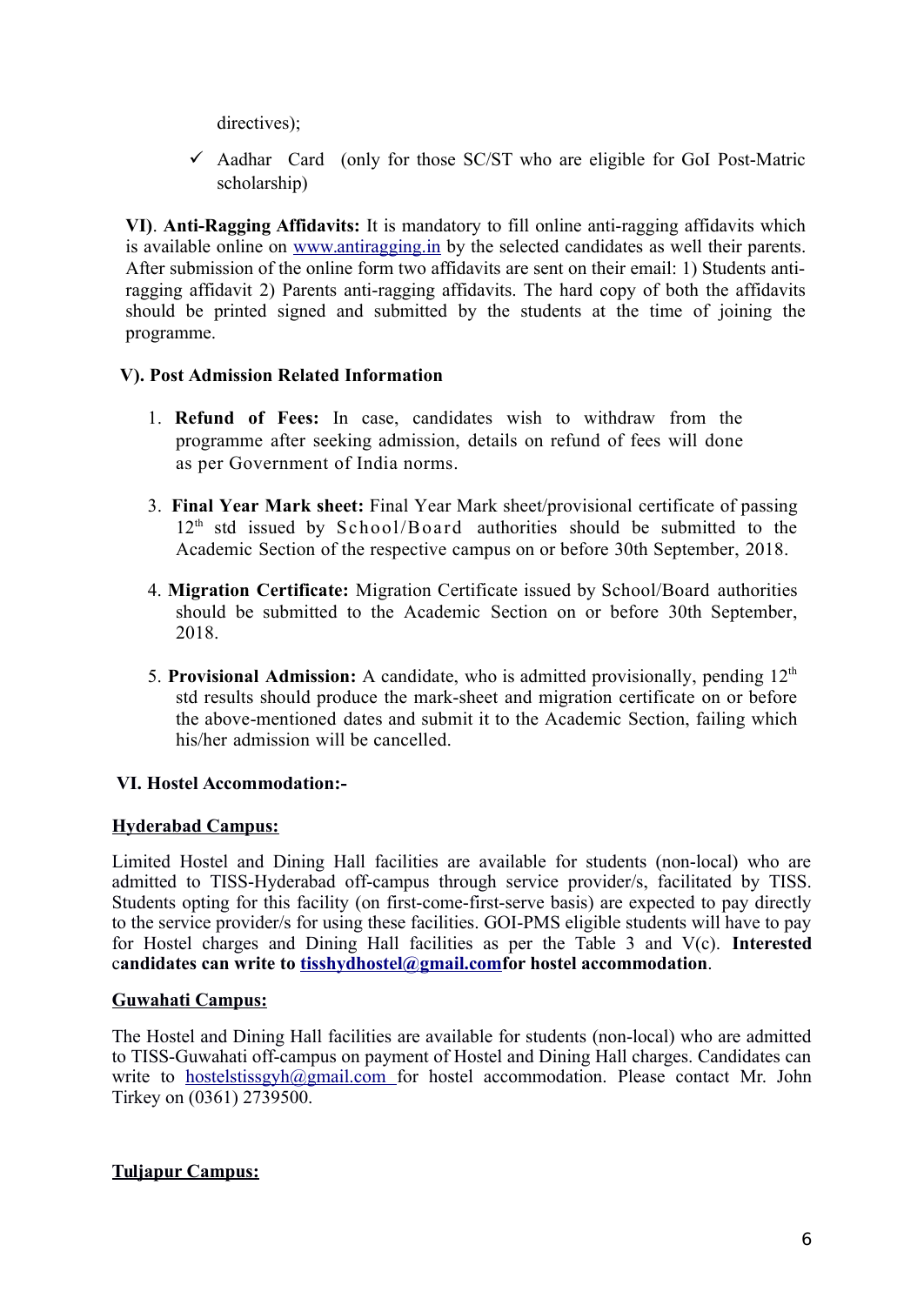directives);

- ✓ Aadhar Card (only for those SC/ST who are eligible for GoI Post-Matric scholarship)

**VI)**. **Anti-Ragging Affidavits:** It is mandatory to fill online anti-ragging affidavits which is available online on www.antiragging.in by the selected candidates as well their parents. After submission of the online form two affidavits are sent on their email: 1) Students anti-ragging affidavit 2) Parents anti-ragging affidavits. The hard copy of both the affidavits should be printed signed and submitted by the students at the time of joining the programme.

**V). Post Admission Related Information**

1. **Refund of Fees:** In case, candidates wish to withdraw from the programme after seeking admission, details on refund of fees will done as per Government of India norms.

3. **Final Year Mark sheet:** Final Year Mark sheet/provisional certificate of passing 12th std issued by School/Board authorities should be submitted to the Academic Section of the respective campus on or before 30th September, 2018.

4. **Migration Certificate:** Migration Certificate issued by School/Board authorities should be submitted to the Academic Section on or before 30th September, 2018.

5. **Provisional Admission:** A candidate, who is admitted provisionally, pending 12th std results should produce the mark-sheet and migration certificate on or before the above-mentioned dates and submit it to the Academic Section, failing which his/her admission will be cancelled.

**VI. Hostel Accommodation:-**

**<u>Hyderabad Campus:</u>**

Limited Hostel and Dining Hall facilities are available for students (non-local) who are admitted to TISS-Hyderabad off-campus through service provider/s, facilitated by TISS. Students opting for this facility (on first-come-first-serve basis) are expected to pay directly to the service provider/s for using these facilities. GOI-PMS eligible students will have to pay for Hostel charges and Dining Hall facilities as per the Table 3 and V(c). **Interested candidates can write to tisshydhostel@gmail.comfor hostel accommodation**.

**<u>Guwahati Campus:</u>**

The Hostel and Dining Hall facilities are available for students (non-local) who are admitted to TISS-Guwahati off-campus on payment of Hostel and Dining Hall charges. Candidates can write to hostelstissgyh@gmail.com for hostel accommodation. Please contact Mr. John Tirkey on (0361) 2739500.

**<u>Tuljapur Campus:</u>**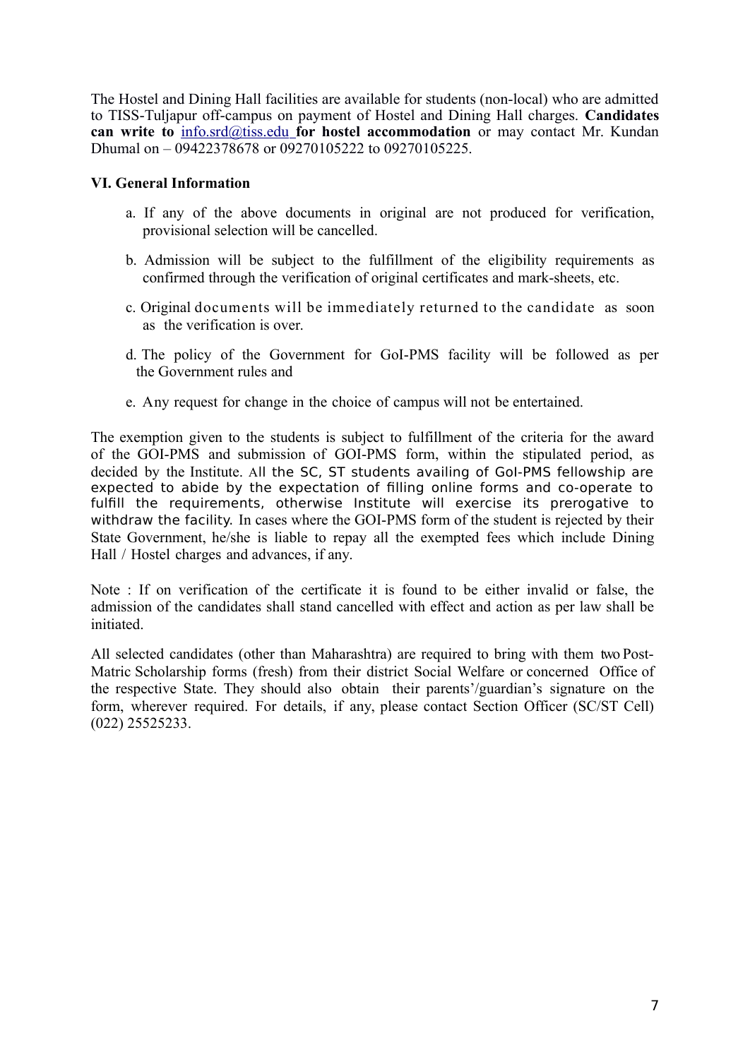The Hostel and Dining Hall facilities are available for students (non-local) who are admitted to TISS-Tuljapur off-campus on payment of Hostel and Dining Hall charges. **Candidates can write to** info.srd@tiss.edu **for hostel accommodation** or may contact Mr. Kundan Dhumal on – 09422378678 or 09270105222 to 09270105225.

### VI. General Information

a. If any of the above documents in original are not produced for verification, provisional selection will be cancelled.

b. Admission will be subject to the fulfillment of the eligibility requirements as confirmed through the verification of original certificates and mark-sheets, etc.

c. Original documents will be immediately returned to the candidate as soon as the verification is over.

d. The policy of the Government for GoI-PMS facility will be followed as per the Government rules and

e. Any request for change in the choice of campus will not be entertained.

The exemption given to the students is subject to fulfillment of the criteria for the award of the GOI-PMS and submission of GOI-PMS form, within the stipulated period, as decided by the Institute. All the SC, ST students availing of GoI-PMS fellowship are expected to abide by the expectation of filling online forms and co-operate to fulfill the requirements, otherwise Institute will exercise its prerogative to withdraw the facility. In cases where the GOI-PMS form of the student is rejected by their State Government, he/she is liable to repay all the exempted fees which include Dining Hall / Hostel charges and advances, if any.

Note : If on verification of the certificate it is found to be either invalid or false, the admission of the candidates shall stand cancelled with effect and action as per law shall be initiated.

All selected candidates (other than Maharashtra) are required to bring with them two Post-Matric Scholarship forms (fresh) from their district Social Welfare or concerned Office of the respective State. They should also obtain their parents'/guardian's signature on the form, wherever required. For details, if any, please contact Section Officer (SC/ST Cell) (022) 25525233.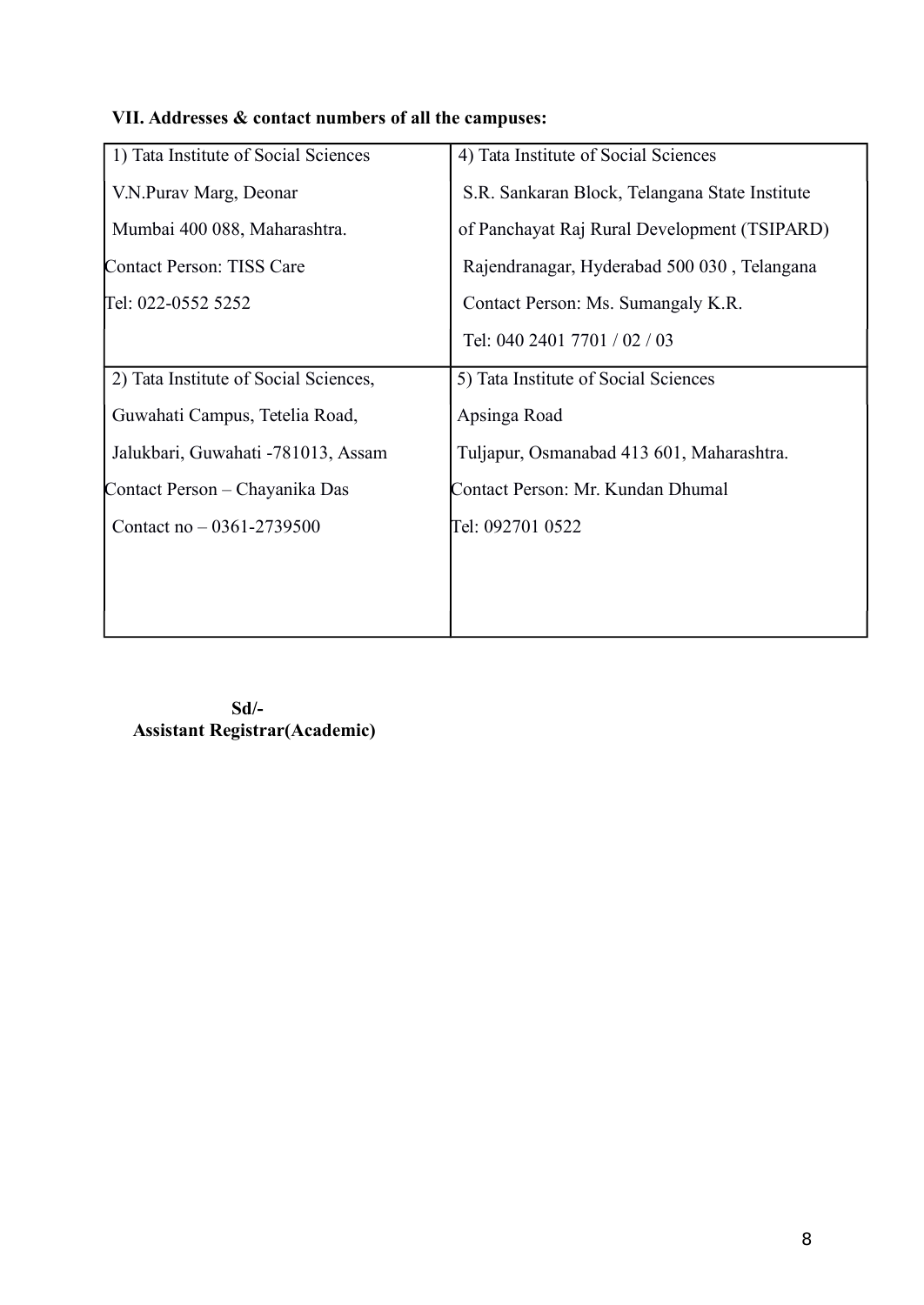**VII. Addresses & contact numbers of all the campuses:**

| | |
|---|---|
| 1) Tata Institute of Social Sciences<br>V.N.Purav Marg, Deonar<br>Mumbai 400 088, Maharashtra.<br>Contact Person: TISS Care<br>Tel: 022-0552 5252 | 4) Tata Institute of Social Sciences<br>S.R. Sankaran Block, Telangana State Institute of Panchayat Raj Rural Development (TSIPARD)<br>Rajendranagar, Hyderabad 500 030 , Telangana<br>Contact Person: Ms. Sumangaly K.R.<br>Tel: 040 2401 7701 / 02 / 03 |
| 2) Tata Institute of Social Sciences,<br>Guwahati Campus, Tetelia Road,<br>Jalukbari, Guwahati -781013, Assam<br>Contact Person – Chayanika Das<br>Contact no – 0361-2739500 | 5) Tata Institute of Social Sciences<br>Apsinga Road<br>Tuljapur, Osmanabad 413 601, Maharashtra.<br>Contact Person: Mr. Kundan Dhumal<br>Tel: 092701 0522 |

**Sd/-**
**Assistant Registrar(Academic)**